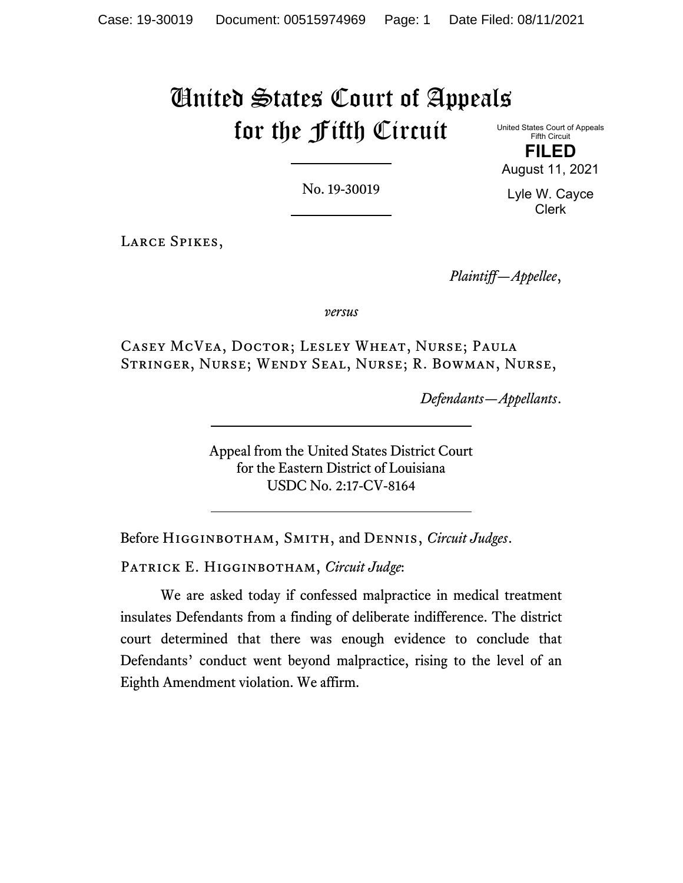# United States Court of Appeals for the Fifth Circuit

United States Court of Appeals
Fifth Circuit

**FILED**

August 11, 2021

Lyle W. Cayce
Clerk

No. 19-30019

---

Larce Spikes,

*Plaintiff—Appellee*,

*versus*

Casey McVea, Doctor; Lesley Wheat, Nurse; Paula Stringer, Nurse; Wendy Seal, Nurse; R. Bowman, Nurse,

*Defendants—Appellants*.

---

Appeal from the United States District Court
for the Eastern District of Louisiana
USDC No. 2:17-CV-8164

---

Before Higginbotham, Smith, and Dennis, *Circuit Judges*.

Patrick E. Higginbotham, *Circuit Judge*:

We are asked today if confessed malpractice in medical treatment insulates Defendants from a finding of deliberate indifference. The district court determined that there was enough evidence to conclude that Defendants' conduct went beyond malpractice, rising to the level of an Eighth Amendment violation. We affirm.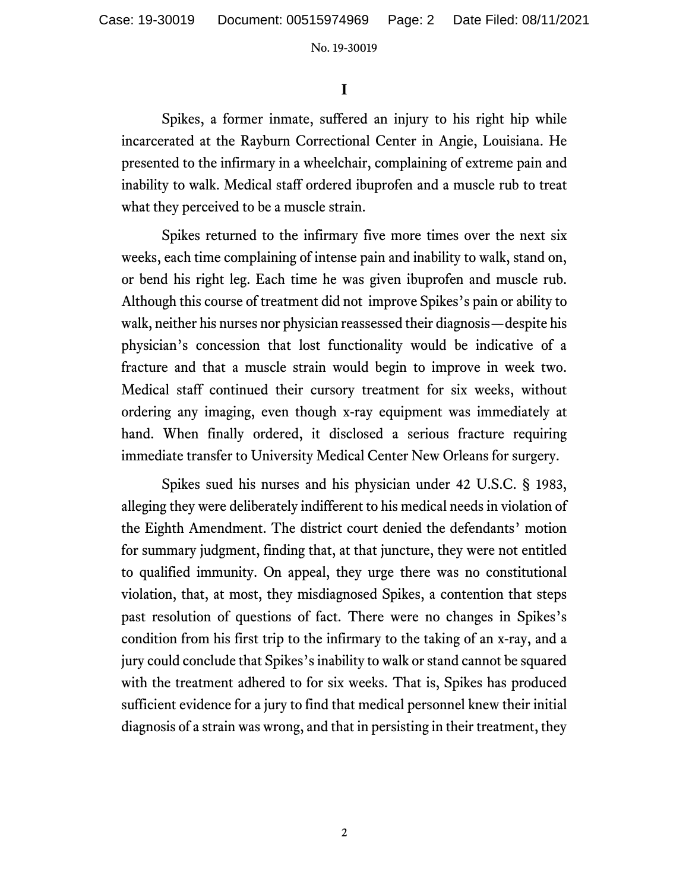# I

Spikes, a former inmate, suffered an injury to his right hip while incarcerated at the Rayburn Correctional Center in Angie, Louisiana. He presented to the infirmary in a wheelchair, complaining of extreme pain and inability to walk. Medical staff ordered ibuprofen and a muscle rub to treat what they perceived to be a muscle strain.

Spikes returned to the infirmary five more times over the next six weeks, each time complaining of intense pain and inability to walk, stand on, or bend his right leg. Each time he was given ibuprofen and muscle rub. Although this course of treatment did not improve Spikes's pain or ability to walk, neither his nurses nor physician reassessed their diagnosis—despite his physician's concession that lost functionality would be indicative of a fracture and that a muscle strain would begin to improve in week two. Medical staff continued their cursory treatment for six weeks, without ordering any imaging, even though x-ray equipment was immediately at hand. When finally ordered, it disclosed a serious fracture requiring immediate transfer to University Medical Center New Orleans for surgery.

Spikes sued his nurses and his physician under 42 U.S.C. § 1983, alleging they were deliberately indifferent to his medical needs in violation of the Eighth Amendment. The district court denied the defendants' motion for summary judgment, finding that, at that juncture, they were not entitled to qualified immunity. On appeal, they urge there was no constitutional violation, that, at most, they misdiagnosed Spikes, a contention that steps past resolution of questions of fact. There were no changes in Spikes's condition from his first trip to the infirmary to the taking of an x-ray, and a jury could conclude that Spikes's inability to walk or stand cannot be squared with the treatment adhered to for six weeks. That is, Spikes has produced sufficient evidence for a jury to find that medical personnel knew their initial diagnosis of a strain was wrong, and that in persisting in their treatment, they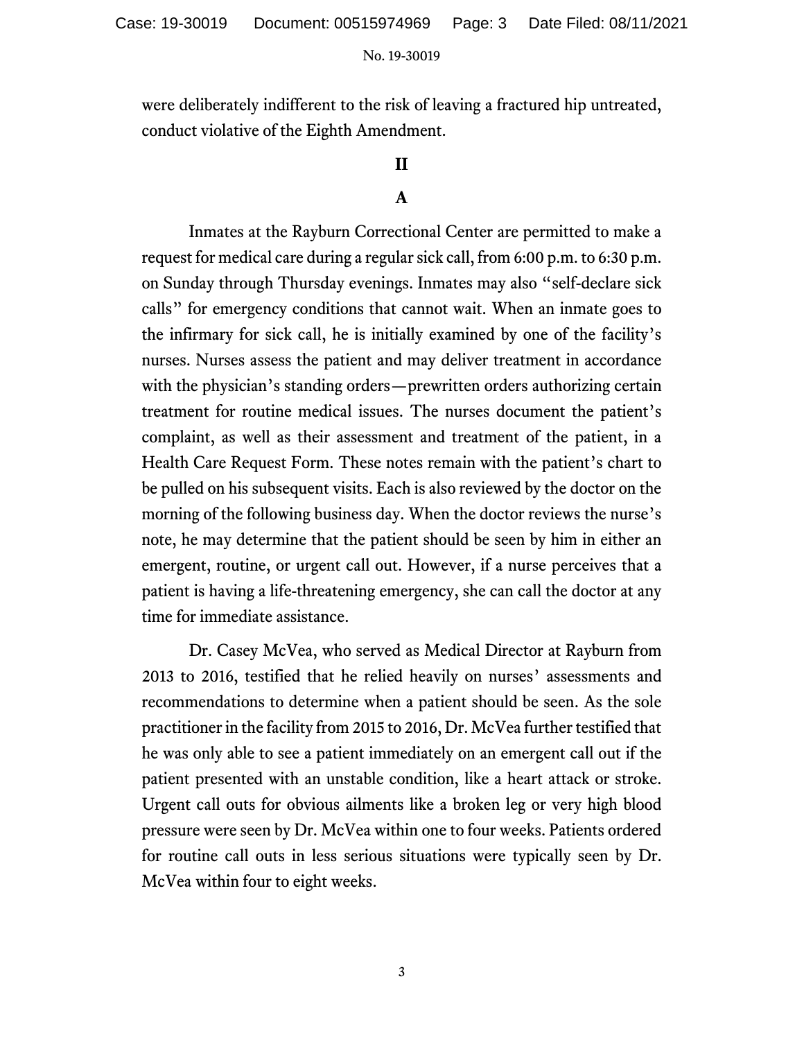were deliberately indifferent to the risk of leaving a fractured hip untreated, conduct violative of the Eighth Amendment.

## II

### A

Inmates at the Rayburn Correctional Center are permitted to make a request for medical care during a regular sick call, from 6:00 p.m. to 6:30 p.m. on Sunday through Thursday evenings. Inmates may also "self-declare sick calls" for emergency conditions that cannot wait. When an inmate goes to the infirmary for sick call, he is initially examined by one of the facility's nurses. Nurses assess the patient and may deliver treatment in accordance with the physician's standing orders—prewritten orders authorizing certain treatment for routine medical issues. The nurses document the patient's complaint, as well as their assessment and treatment of the patient, in a Health Care Request Form. These notes remain with the patient's chart to be pulled on his subsequent visits. Each is also reviewed by the doctor on the morning of the following business day. When the doctor reviews the nurse's note, he may determine that the patient should be seen by him in either an emergent, routine, or urgent call out. However, if a nurse perceives that a patient is having a life-threatening emergency, she can call the doctor at any time for immediate assistance.

Dr. Casey McVea, who served as Medical Director at Rayburn from 2013 to 2016, testified that he relied heavily on nurses' assessments and recommendations to determine when a patient should be seen. As the sole practitioner in the facility from 2015 to 2016, Dr. McVea further testified that he was only able to see a patient immediately on an emergent call out if the patient presented with an unstable condition, like a heart attack or stroke. Urgent call outs for obvious ailments like a broken leg or very high blood pressure were seen by Dr. McVea within one to four weeks. Patients ordered for routine call outs in less serious situations were typically seen by Dr. McVea within four to eight weeks.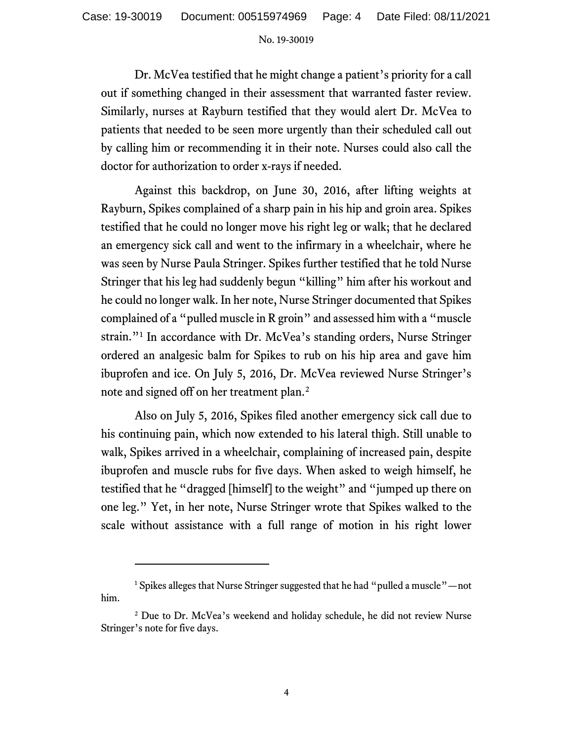Dr. McVea testified that he might change a patient's priority for a call out if something changed in their assessment that warranted faster review. Similarly, nurses at Rayburn testified that they would alert Dr. McVea to patients that needed to be seen more urgently than their scheduled call out by calling him or recommending it in their note. Nurses could also call the doctor for authorization to order x-rays if needed.

Against this backdrop, on June 30, 2016, after lifting weights at Rayburn, Spikes complained of a sharp pain in his hip and groin area. Spikes testified that he could no longer move his right leg or walk; that he declared an emergency sick call and went to the infirmary in a wheelchair, where he was seen by Nurse Paula Stringer. Spikes further testified that he told Nurse Stringer that his leg had suddenly begun "killing" him after his workout and he could no longer walk. In her note, Nurse Stringer documented that Spikes complained of a "pulled muscle in R groin" and assessed him with a "muscle strain."[1] In accordance with Dr. McVea's standing orders, Nurse Stringer ordered an analgesic balm for Spikes to rub on his hip area and gave him ibuprofen and ice. On July 5, 2016, Dr. McVea reviewed Nurse Stringer's note and signed off on her treatment plan.[2]

Also on July 5, 2016, Spikes filed another emergency sick call due to his continuing pain, which now extended to his lateral thigh. Still unable to walk, Spikes arrived in a wheelchair, complaining of increased pain, despite ibuprofen and muscle rubs for five days. When asked to weigh himself, he testified that he "dragged [himself] to the weight" and "jumped up there on one leg." Yet, in her note, Nurse Stringer wrote that Spikes walked to the scale without assistance with a full range of motion in his right lower

---

[1] Spikes alleges that Nurse Stringer suggested that he had "pulled a muscle"—not him.

[2] Due to Dr. McVea's weekend and holiday schedule, he did not review Nurse Stringer's note for five days.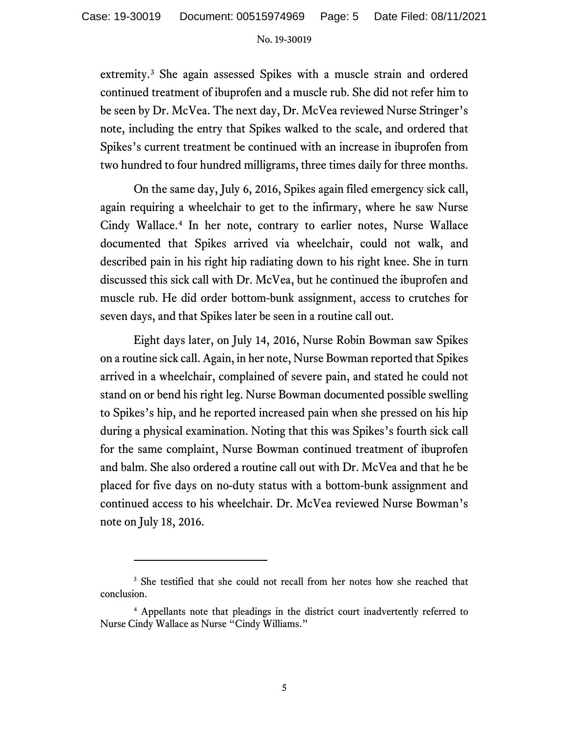extremity.[3] She again assessed Spikes with a muscle strain and ordered continued treatment of ibuprofen and a muscle rub. She did not refer him to be seen by Dr. McVea. The next day, Dr. McVea reviewed Nurse Stringer's note, including the entry that Spikes walked to the scale, and ordered that Spikes's current treatment be continued with an increase in ibuprofen from two hundred to four hundred milligrams, three times daily for three months.

On the same day, July 6, 2016, Spikes again filed emergency sick call, again requiring a wheelchair to get to the infirmary, where he saw Nurse Cindy Wallace.[4] In her note, contrary to earlier notes, Nurse Wallace documented that Spikes arrived via wheelchair, could not walk, and described pain in his right hip radiating down to his right knee. She in turn discussed this sick call with Dr. McVea, but he continued the ibuprofen and muscle rub. He did order bottom-bunk assignment, access to crutches for seven days, and that Spikes later be seen in a routine call out.

Eight days later, on July 14, 2016, Nurse Robin Bowman saw Spikes on a routine sick call. Again, in her note, Nurse Bowman reported that Spikes arrived in a wheelchair, complained of severe pain, and stated he could not stand on or bend his right leg. Nurse Bowman documented possible swelling to Spikes's hip, and he reported increased pain when she pressed on his hip during a physical examination. Noting that this was Spikes's fourth sick call for the same complaint, Nurse Bowman continued treatment of ibuprofen and balm. She also ordered a routine call out with Dr. McVea and that he be placed for five days on no-duty status with a bottom-bunk assignment and continued access to his wheelchair. Dr. McVea reviewed Nurse Bowman's note on July 18, 2016.

---

[3] She testified that she could not recall from her notes how she reached that conclusion.

[4] Appellants note that pleadings in the district court inadvertently referred to Nurse Cindy Wallace as Nurse "Cindy Williams."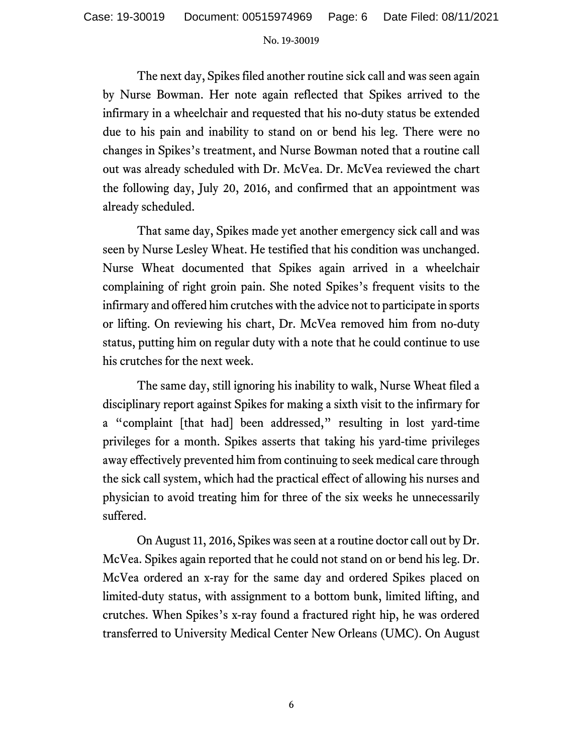The next day, Spikes filed another routine sick call and was seen again by Nurse Bowman. Her note again reflected that Spikes arrived to the infirmary in a wheelchair and requested that his no-duty status be extended due to his pain and inability to stand on or bend his leg. There were no changes in Spikes's treatment, and Nurse Bowman noted that a routine call out was already scheduled with Dr. McVea. Dr. McVea reviewed the chart the following day, July 20, 2016, and confirmed that an appointment was already scheduled.

That same day, Spikes made yet another emergency sick call and was seen by Nurse Lesley Wheat. He testified that his condition was unchanged. Nurse Wheat documented that Spikes again arrived in a wheelchair complaining of right groin pain. She noted Spikes's frequent visits to the infirmary and offered him crutches with the advice not to participate in sports or lifting. On reviewing his chart, Dr. McVea removed him from no-duty status, putting him on regular duty with a note that he could continue to use his crutches for the next week.

The same day, still ignoring his inability to walk, Nurse Wheat filed a disciplinary report against Spikes for making a sixth visit to the infirmary for a "complaint [that had] been addressed," resulting in lost yard-time privileges for a month. Spikes asserts that taking his yard-time privileges away effectively prevented him from continuing to seek medical care through the sick call system, which had the practical effect of allowing his nurses and physician to avoid treating him for three of the six weeks he unnecessarily suffered.

On August 11, 2016, Spikes was seen at a routine doctor call out by Dr. McVea. Spikes again reported that he could not stand on or bend his leg. Dr. McVea ordered an x-ray for the same day and ordered Spikes placed on limited-duty status, with assignment to a bottom bunk, limited lifting, and crutches. When Spikes's x-ray found a fractured right hip, he was ordered transferred to University Medical Center New Orleans (UMC). On August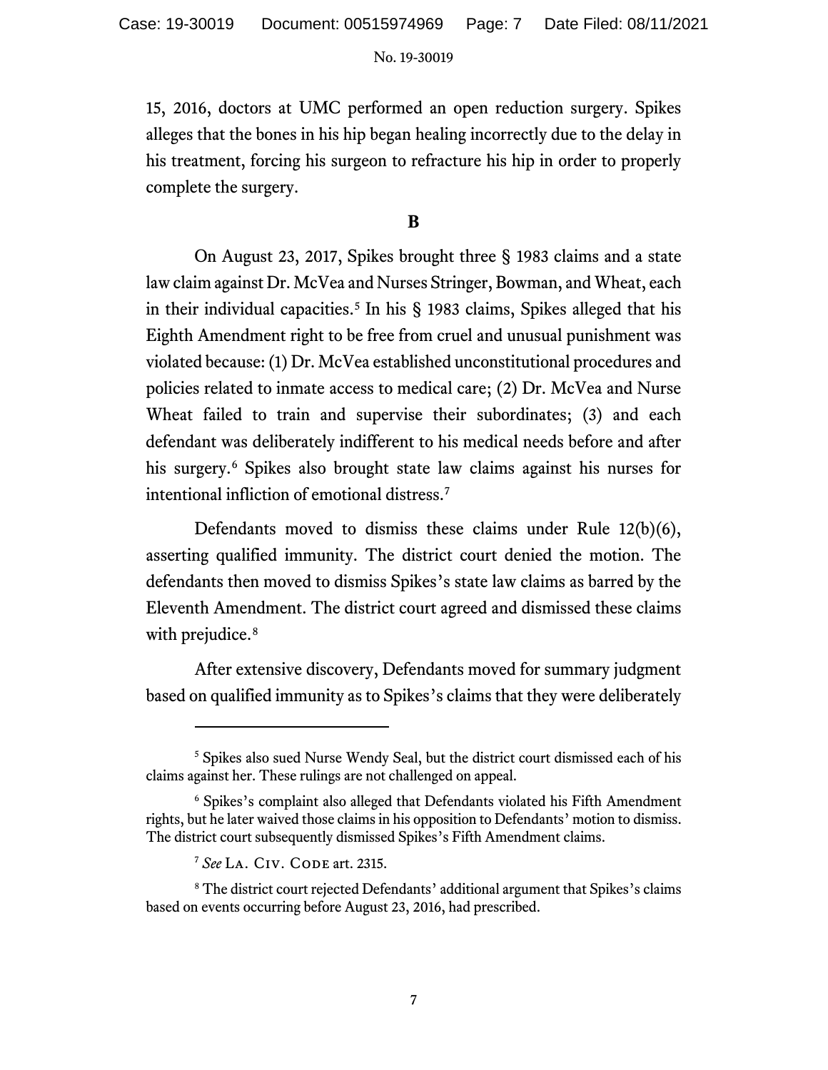15, 2016, doctors at UMC performed an open reduction surgery. Spikes alleges that the bones in his hip began healing incorrectly due to the delay in his treatment, forcing his surgeon to refracture his hip in order to properly complete the surgery.

**B**

On August 23, 2017, Spikes brought three § 1983 claims and a state law claim against Dr. McVea and Nurses Stringer, Bowman, and Wheat, each in their individual capacities.[5] In his § 1983 claims, Spikes alleged that his Eighth Amendment right to be free from cruel and unusual punishment was violated because: (1) Dr. McVea established unconstitutional procedures and policies related to inmate access to medical care; (2) Dr. McVea and Nurse Wheat failed to train and supervise their subordinates; (3) and each defendant was deliberately indifferent to his medical needs before and after his surgery.[6] Spikes also brought state law claims against his nurses for intentional infliction of emotional distress.[7]

Defendants moved to dismiss these claims under Rule 12(b)(6), asserting qualified immunity. The district court denied the motion. The defendants then moved to dismiss Spikes's state law claims as barred by the Eleventh Amendment. The district court agreed and dismissed these claims with prejudice.[8]

After extensive discovery, Defendants moved for summary judgment based on qualified immunity as to Spikes's claims that they were deliberately

---

[5] Spikes also sued Nurse Wendy Seal, but the district court dismissed each of his claims against her. These rulings are not challenged on appeal.

[6] Spikes's complaint also alleged that Defendants violated his Fifth Amendment rights, but he later waived those claims in his opposition to Defendants' motion to dismiss. The district court subsequently dismissed Spikes's Fifth Amendment claims.

[7] *See* LA. CIV. CODE art. 2315.

[8] The district court rejected Defendants' additional argument that Spikes's claims based on events occurring before August 23, 2016, had prescribed.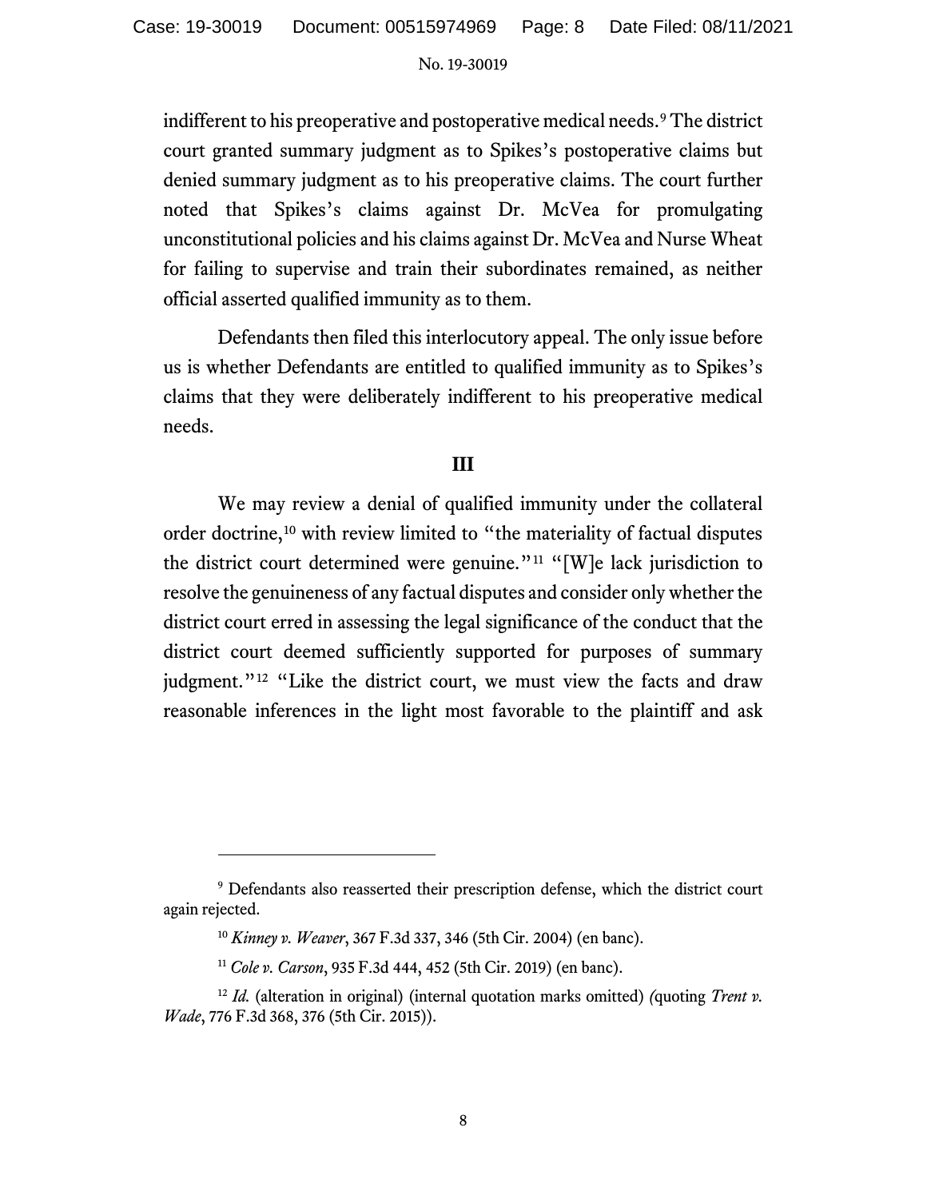indifferent to his preoperative and postoperative medical needs.[9] The district court granted summary judgment as to Spikes's postoperative claims but denied summary judgment as to his preoperative claims. The court further noted that Spikes's claims against Dr. McVea for promulgating unconstitutional policies and his claims against Dr. McVea and Nurse Wheat for failing to supervise and train their subordinates remained, as neither official asserted qualified immunity as to them.

Defendants then filed this interlocutory appeal. The only issue before us is whether Defendants are entitled to qualified immunity as to Spikes's claims that they were deliberately indifferent to his preoperative medical needs.

## III

We may review a denial of qualified immunity under the collateral order doctrine,[10] with review limited to "the materiality of factual disputes the district court determined were genuine."[11] "[W]e lack jurisdiction to resolve the genuineness of any factual disputes and consider only whether the district court erred in assessing the legal significance of the conduct that the district court deemed sufficiently supported for purposes of summary judgment."[12] "Like the district court, we must view the facts and draw reasonable inferences in the light most favorable to the plaintiff and ask

---

[9] Defendants also reasserted their prescription defense, which the district court again rejected.

[10] *Kinney v. Weaver*, 367 F.3d 337, 346 (5th Cir. 2004) (en banc).

[11] *Cole v. Carson*, 935 F.3d 444, 452 (5th Cir. 2019) (en banc).

[12] *Id.* (alteration in original) (internal quotation marks omitted) (quoting *Trent v. Wade*, 776 F.3d 368, 376 (5th Cir. 2015)).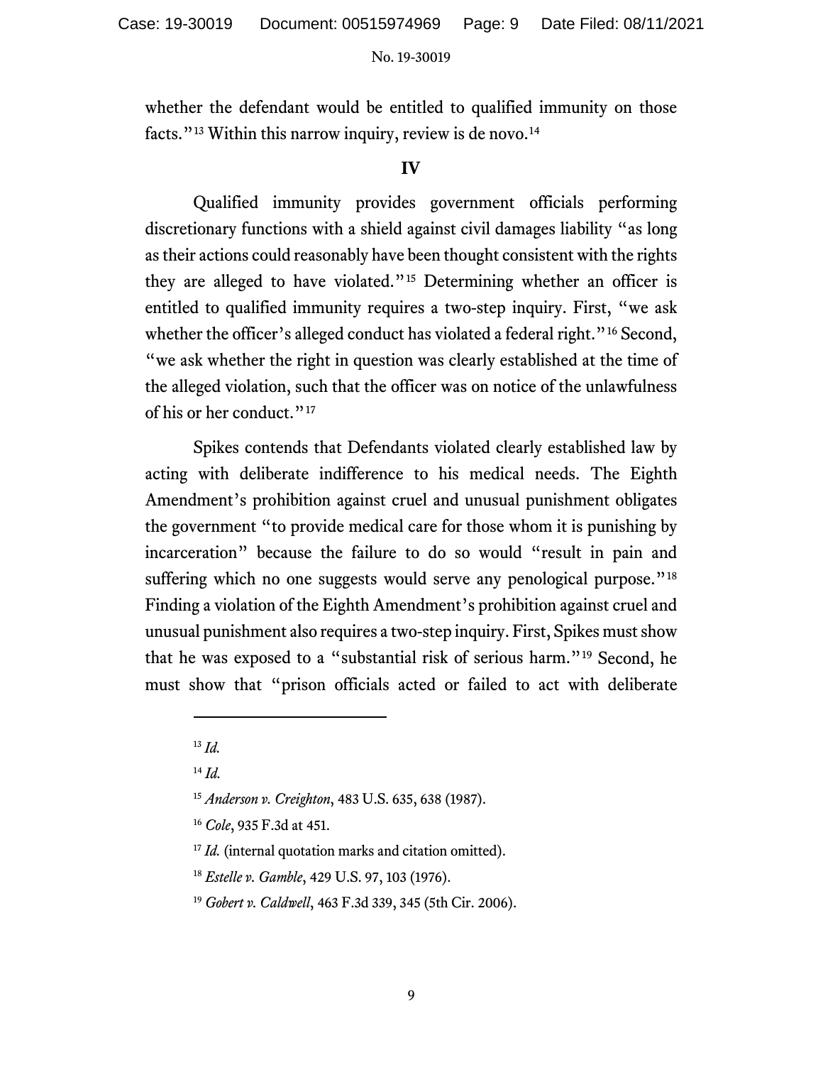whether the defendant would be entitled to qualified immunity on those facts."[13] Within this narrow inquiry, review is de novo.[14]

## IV

Qualified immunity provides government officials performing discretionary functions with a shield against civil damages liability "as long as their actions could reasonably have been thought consistent with the rights they are alleged to have violated."[15] Determining whether an officer is entitled to qualified immunity requires a two-step inquiry. First, "we ask whether the officer's alleged conduct has violated a federal right."[16] Second, "we ask whether the right in question was clearly established at the time of the alleged violation, such that the officer was on notice of the unlawfulness of his or her conduct."[17]

Spikes contends that Defendants violated clearly established law by acting with deliberate indifference to his medical needs. The Eighth Amendment's prohibition against cruel and unusual punishment obligates the government "to provide medical care for those whom it is punishing by incarceration" because the failure to do so would "result in pain and suffering which no one suggests would serve any penological purpose."[18] Finding a violation of the Eighth Amendment's prohibition against cruel and unusual punishment also requires a two-step inquiry. First, Spikes must show that he was exposed to a "substantial risk of serious harm."[19] Second, he must show that "prison officials acted or failed to act with deliberate

---

[13] *Id.*

[14] *Id.*

[15] *Anderson v. Creighton*, 483 U.S. 635, 638 (1987).

[16] *Cole*, 935 F.3d at 451.

[17] *Id.* (internal quotation marks and citation omitted).

[18] *Estelle v. Gamble*, 429 U.S. 97, 103 (1976).

[19] *Gobert v. Caldwell*, 463 F.3d 339, 345 (5th Cir. 2006).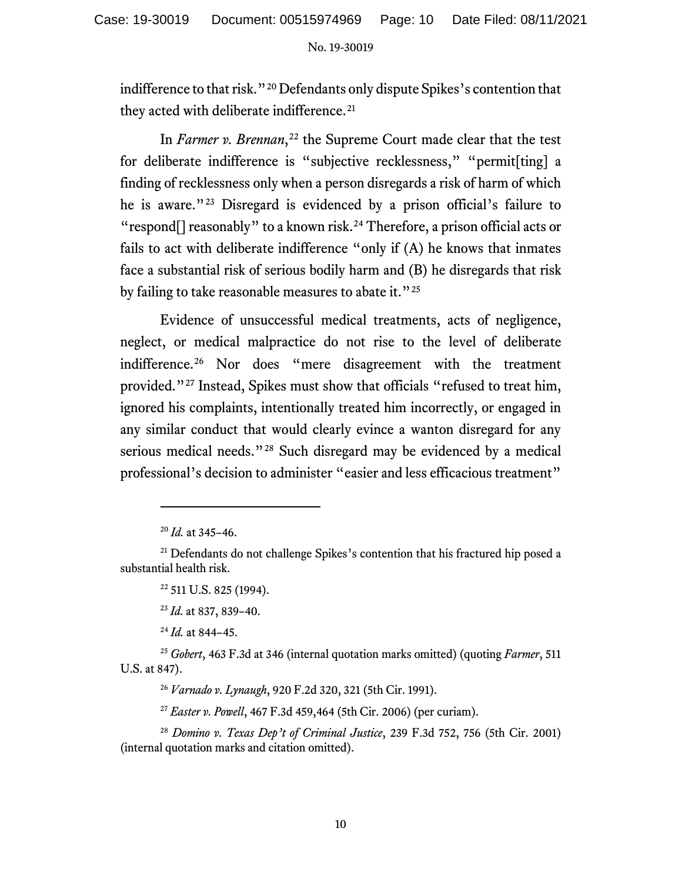indifference to that risk."[20] Defendants only dispute Spikes's contention that they acted with deliberate indifference.[21]

In *Farmer v. Brennan*,[22] the Supreme Court made clear that the test for deliberate indifference is "subjective recklessness," "permit[ting] a finding of recklessness only when a person disregards a risk of harm of which he is aware."[23] Disregard is evidenced by a prison official's failure to "respond[] reasonably" to a known risk.[24] Therefore, a prison official acts or fails to act with deliberate indifference "only if (A) he knows that inmates face a substantial risk of serious bodily harm and (B) he disregards that risk by failing to take reasonable measures to abate it."[25]

Evidence of unsuccessful medical treatments, acts of negligence, neglect, or medical malpractice do not rise to the level of deliberate indifference.[26] Nor does "mere disagreement with the treatment provided."[27] Instead, Spikes must show that officials "refused to treat him, ignored his complaints, intentionally treated him incorrectly, or engaged in any similar conduct that would clearly evince a wanton disregard for any serious medical needs."[28] Such disregard may be evidenced by a medical professional's decision to administer "easier and less efficacious treatment"

---

[20] *Id.* at 345–46.

[21] Defendants do not challenge Spikes's contention that his fractured hip posed a substantial health risk.

[22] 511 U.S. 825 (1994).

[23] *Id.* at 837, 839–40.

[24] *Id.* at 844–45.

[25] *Gobert*, 463 F.3d at 346 (internal quotation marks omitted) (quoting *Farmer*, 511 U.S. at 847).

[26] *Varnado v. Lynaugh*, 920 F.2d 320, 321 (5th Cir. 1991).

[27] *Easter v. Powell*, 467 F.3d 459,464 (5th Cir. 2006) (per curiam).

[28] *Domino v. Texas Dep't of Criminal Justice*, 239 F.3d 752, 756 (5th Cir. 2001) (internal quotation marks and citation omitted).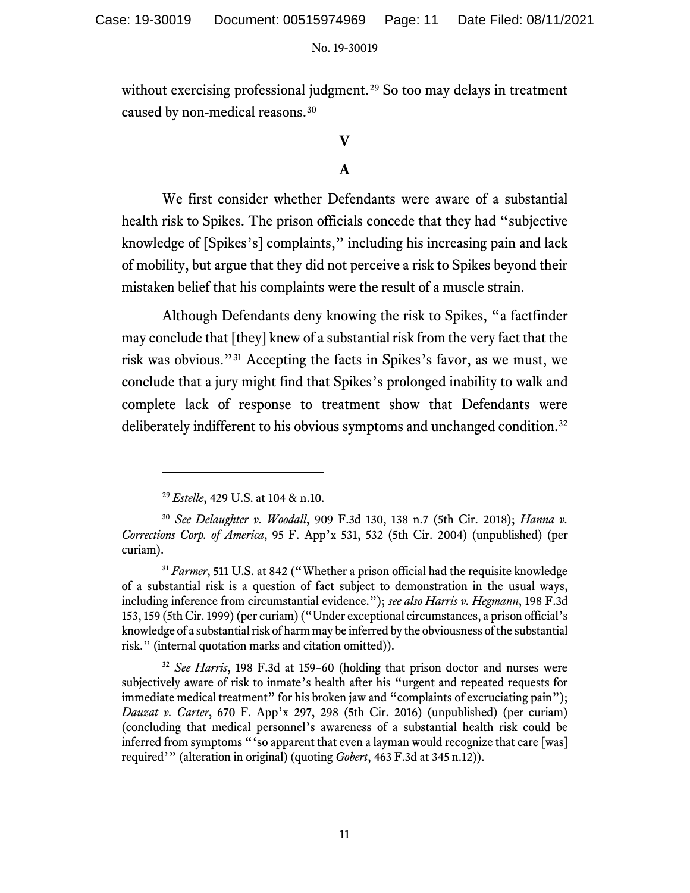without exercising professional judgment.[29] So too may delays in treatment caused by non-medical reasons.[30]

## V

### A

We first consider whether Defendants were aware of a substantial health risk to Spikes. The prison officials concede that they had "subjective knowledge of [Spikes's] complaints," including his increasing pain and lack of mobility, but argue that they did not perceive a risk to Spikes beyond their mistaken belief that his complaints were the result of a muscle strain.

Although Defendants deny knowing the risk to Spikes, "a factfinder may conclude that [they] knew of a substantial risk from the very fact that the risk was obvious."[31] Accepting the facts in Spikes's favor, as we must, we conclude that a jury might find that Spikes's prolonged inability to walk and complete lack of response to treatment show that Defendants were deliberately indifferent to his obvious symptoms and unchanged condition.[32]

---

[29] *Estelle*, 429 U.S. at 104 & n.10.

[30] *See Delaughter v. Woodall*, 909 F.3d 130, 138 n.7 (5th Cir. 2018); *Hanna v. Corrections Corp. of America*, 95 F. App'x 531, 532 (5th Cir. 2004) (unpublished) (per curiam).

[31] *Farmer*, 511 U.S. at 842 ("Whether a prison official had the requisite knowledge of a substantial risk is a question of fact subject to demonstration in the usual ways, including inference from circumstantial evidence."); *see also Harris v. Hegmann*, 198 F.3d 153, 159 (5th Cir. 1999) (per curiam) ("Under exceptional circumstances, a prison official's knowledge of a substantial risk of harm may be inferred by the obviousness of the substantial risk." (internal quotation marks and citation omitted)).

[32] *See Harris*, 198 F.3d at 159–60 (holding that prison doctor and nurses were subjectively aware of risk to inmate's health after his "urgent and repeated requests for immediate medical treatment" for his broken jaw and "complaints of excruciating pain"); *Dauzat v. Carter*, 670 F. App'x 297, 298 (5th Cir. 2016) (unpublished) (per curiam) (concluding that medical personnel's awareness of a substantial health risk could be inferred from symptoms "'so apparent that even a layman would recognize that care [was] required'" (alteration in original) (quoting *Gobert*, 463 F.3d at 345 n.12)).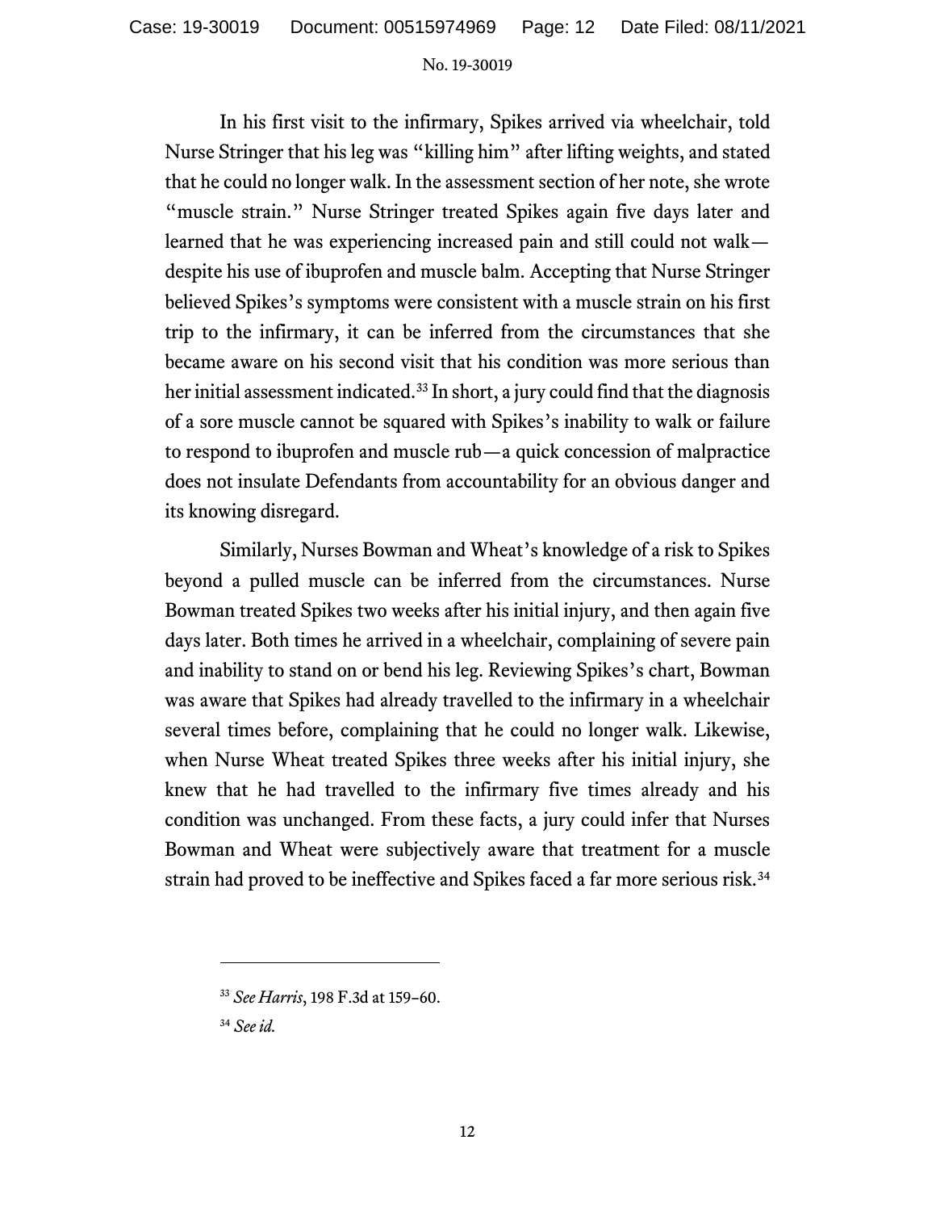In his first visit to the infirmary, Spikes arrived via wheelchair, told Nurse Stringer that his leg was "killing him" after lifting weights, and stated that he could no longer walk. In the assessment section of her note, she wrote "muscle strain." Nurse Stringer treated Spikes again five days later and learned that he was experiencing increased pain and still could not walk—despite his use of ibuprofen and muscle balm. Accepting that Nurse Stringer believed Spikes's symptoms were consistent with a muscle strain on his first trip to the infirmary, it can be inferred from the circumstances that she became aware on his second visit that his condition was more serious than her initial assessment indicated.[33] In short, a jury could find that the diagnosis of a sore muscle cannot be squared with Spikes's inability to walk or failure to respond to ibuprofen and muscle rub—a quick concession of malpractice does not insulate Defendants from accountability for an obvious danger and its knowing disregard.

Similarly, Nurses Bowman and Wheat's knowledge of a risk to Spikes beyond a pulled muscle can be inferred from the circumstances. Nurse Bowman treated Spikes two weeks after his initial injury, and then again five days later. Both times he arrived in a wheelchair, complaining of severe pain and inability to stand on or bend his leg. Reviewing Spikes's chart, Bowman was aware that Spikes had already travelled to the infirmary in a wheelchair several times before, complaining that he could no longer walk. Likewise, when Nurse Wheat treated Spikes three weeks after his initial injury, she knew that he had travelled to the infirmary five times already and his condition was unchanged. From these facts, a jury could infer that Nurses Bowman and Wheat were subjectively aware that treatment for a muscle strain had proved to be ineffective and Spikes faced a far more serious risk.[34]

---

[33] *See Harris*, 198 F.3d at 159–60.

[34] *See id.*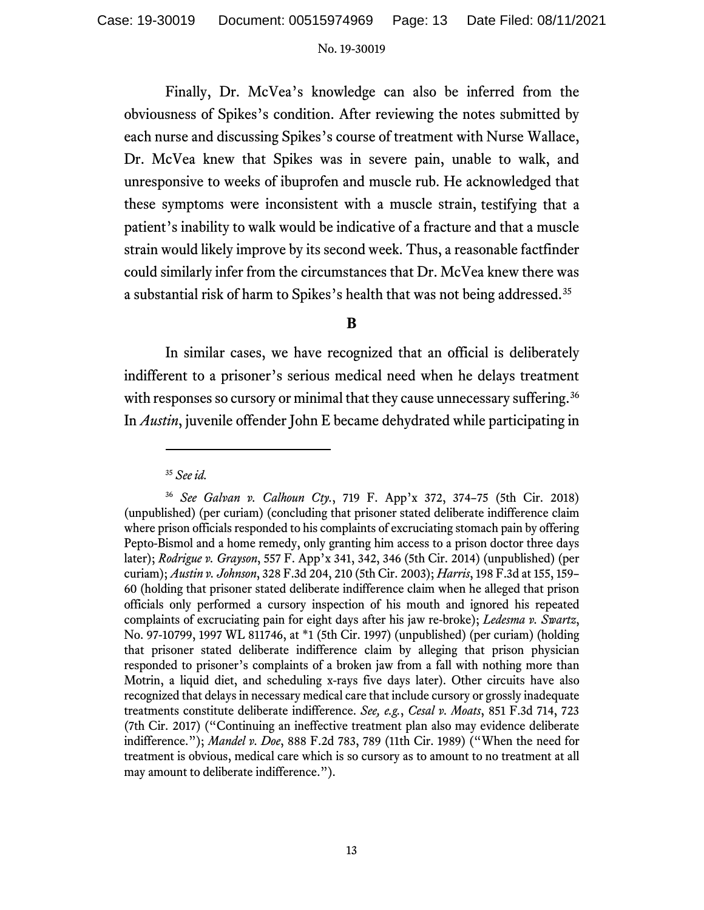Finally, Dr. McVea's knowledge can also be inferred from the obviousness of Spikes's condition. After reviewing the notes submitted by each nurse and discussing Spikes's course of treatment with Nurse Wallace, Dr. McVea knew that Spikes was in severe pain, unable to walk, and unresponsive to weeks of ibuprofen and muscle rub. He acknowledged that these symptoms were inconsistent with a muscle strain, testifying that a patient's inability to walk would be indicative of a fracture and that a muscle strain would likely improve by its second week. Thus, a reasonable factfinder could similarly infer from the circumstances that Dr. McVea knew there was a substantial risk of harm to Spikes's health that was not being addressed.[35]

## B

In similar cases, we have recognized that an official is deliberately indifferent to a prisoner's serious medical need when he delays treatment with responses so cursory or minimal that they cause unnecessary suffering.[36] In *Austin*, juvenile offender John E became dehydrated while participating in

---

[35] *See id.*

[36] *See Galvan v. Calhoun Cty.*, 719 F. App'x 372, 374–75 (5th Cir. 2018) (unpublished) (per curiam) (concluding that prisoner stated deliberate indifference claim where prison officials responded to his complaints of excruciating stomach pain by offering Pepto-Bismol and a home remedy, only granting him access to a prison doctor three days later); *Rodrigue v. Grayson*, 557 F. App'x 341, 342, 346 (5th Cir. 2014) (unpublished) (per curiam); *Austin v. Johnson*, 328 F.3d 204, 210 (5th Cir. 2003); *Harris*, 198 F.3d at 155, 159–60 (holding that prisoner stated deliberate indifference claim when he alleged that prison officials only performed a cursory inspection of his mouth and ignored his repeated complaints of excruciating pain for eight days after his jaw re-broke); *Ledesma v. Swartz*, No. 97-10799, 1997 WL 811746, at *1 (5th Cir. 1997) (unpublished) (per curiam) (holding that prisoner stated deliberate indifference claim by alleging that prison physician responded to prisoner's complaints of a broken jaw from a fall with nothing more than Motrin, a liquid diet, and scheduling x-rays five days later). Other circuits have also recognized that delays in necessary medical care that include cursory or grossly inadequate treatments constitute deliberate indifference. *See, e.g.*, *Cesal v. Moats*, 851 F.3d 714, 723 (7th Cir. 2017) ("Continuing an ineffective treatment plan also may evidence deliberate indifference."); *Mandel v. Doe*, 888 F.2d 783, 789 (11th Cir. 1989) ("When the need for treatment is obvious, medical care which is so cursory as to amount to no treatment at all may amount to deliberate indifference.").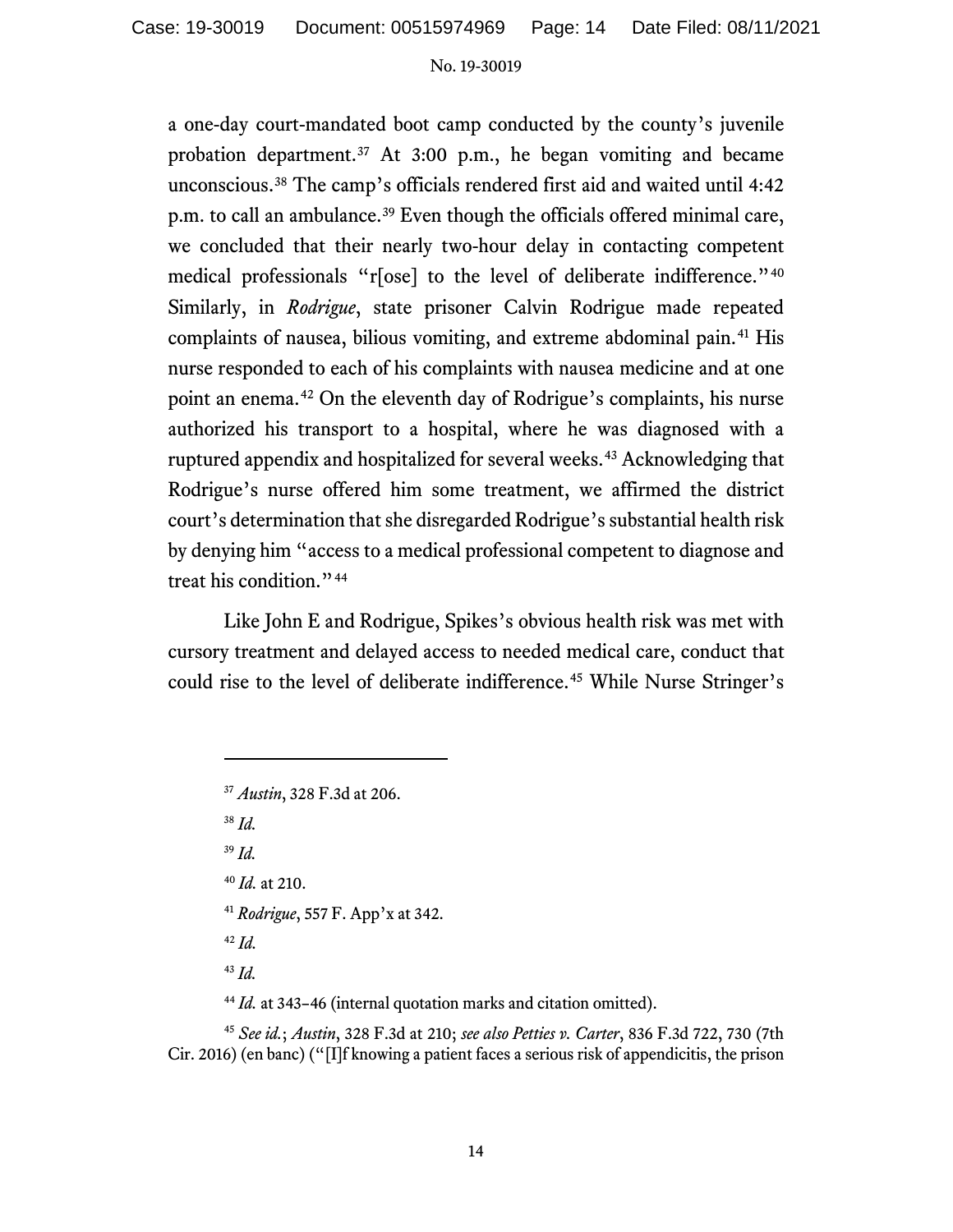a one-day court-mandated boot camp conducted by the county's juvenile probation department.[37] At 3:00 p.m., he began vomiting and became unconscious.[38] The camp's officials rendered first aid and waited until 4:42 p.m. to call an ambulance.[39] Even though the officials offered minimal care, we concluded that their nearly two-hour delay in contacting competent medical professionals "r[ose] to the level of deliberate indifference."[40] Similarly, in *Rodrigue*, state prisoner Calvin Rodrigue made repeated complaints of nausea, bilious vomiting, and extreme abdominal pain.[41] His nurse responded to each of his complaints with nausea medicine and at one point an enema.[42] On the eleventh day of Rodrigue's complaints, his nurse authorized his transport to a hospital, where he was diagnosed with a ruptured appendix and hospitalized for several weeks.[43] Acknowledging that Rodrigue's nurse offered him some treatment, we affirmed the district court's determination that she disregarded Rodrigue's substantial health risk by denying him "access to a medical professional competent to diagnose and treat his condition."[44]

Like John E and Rodrigue, Spikes's obvious health risk was met with cursory treatment and delayed access to needed medical care, conduct that could rise to the level of deliberate indifference.[45] While Nurse Stringer's

---

[37] *Austin*, 328 F.3d at 206.

[38] *Id.*

[39] *Id.*

[40] *Id.* at 210.

[41] *Rodrigue*, 557 F. App'x at 342.

[42] *Id.*

[43] *Id.*

[44] *Id.* at 343–46 (internal quotation marks and citation omitted).

[45] *See id.*; *Austin*, 328 F.3d at 210; *see also Petties v. Carter*, 836 F.3d 722, 730 (7th Cir. 2016) (en banc) ("[I]f knowing a patient faces a serious risk of appendicitis, the prison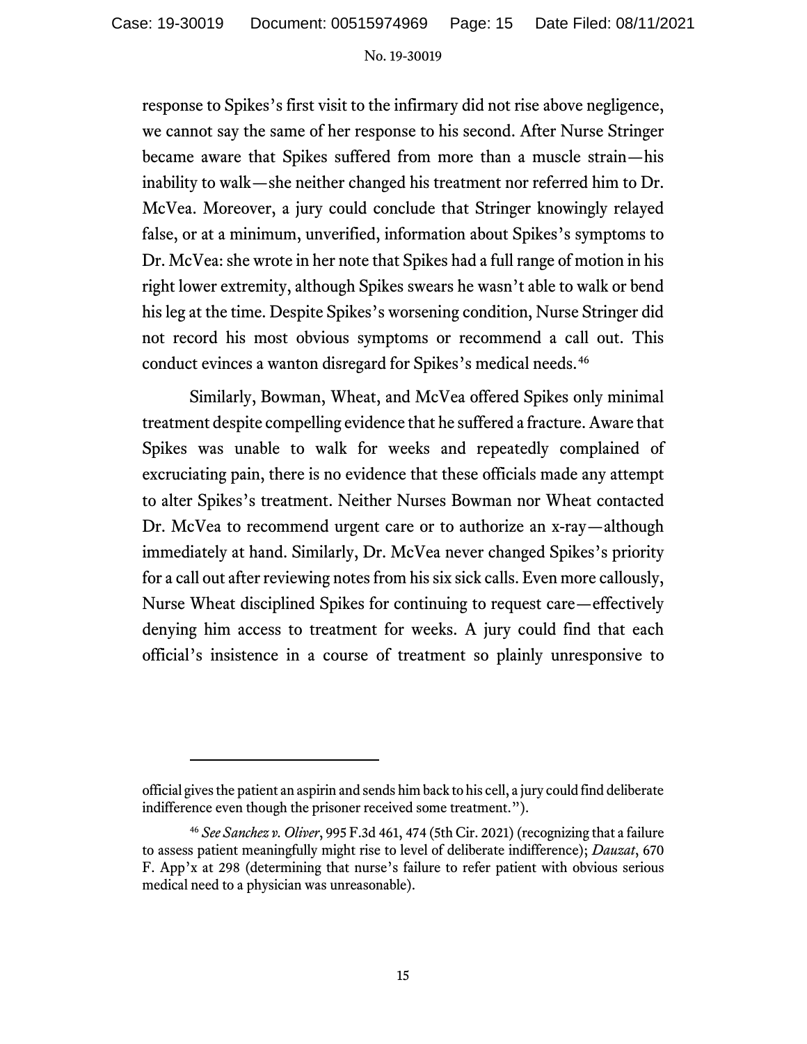response to Spikes's first visit to the infirmary did not rise above negligence, we cannot say the same of her response to his second. After Nurse Stringer became aware that Spikes suffered from more than a muscle strain—his inability to walk—she neither changed his treatment nor referred him to Dr. McVea. Moreover, a jury could conclude that Stringer knowingly relayed false, or at a minimum, unverified, information about Spikes's symptoms to Dr. McVea: she wrote in her note that Spikes had a full range of motion in his right lower extremity, although Spikes swears he wasn't able to walk or bend his leg at the time. Despite Spikes's worsening condition, Nurse Stringer did not record his most obvious symptoms or recommend a call out. This conduct evinces a wanton disregard for Spikes's medical needs.[46]

Similarly, Bowman, Wheat, and McVea offered Spikes only minimal treatment despite compelling evidence that he suffered a fracture. Aware that Spikes was unable to walk for weeks and repeatedly complained of excruciating pain, there is no evidence that these officials made any attempt to alter Spikes's treatment. Neither Nurses Bowman nor Wheat contacted Dr. McVea to recommend urgent care or to authorize an x-ray—although immediately at hand. Similarly, Dr. McVea never changed Spikes's priority for a call out after reviewing notes from his six sick calls. Even more callously, Nurse Wheat disciplined Spikes for continuing to request care—effectively denying him access to treatment for weeks. A jury could find that each official's insistence in a course of treatment so plainly unresponsive to

---

official gives the patient an aspirin and sends him back to his cell, a jury could find deliberate indifference even though the prisoner received some treatment.").

[46] *See Sanchez v. Oliver*, 995 F.3d 461, 474 (5th Cir. 2021) (recognizing that a failure to assess patient meaningfully might rise to level of deliberate indifference); *Dauzat*, 670 F. App'x at 298 (determining that nurse's failure to refer patient with obvious serious medical need to a physician was unreasonable).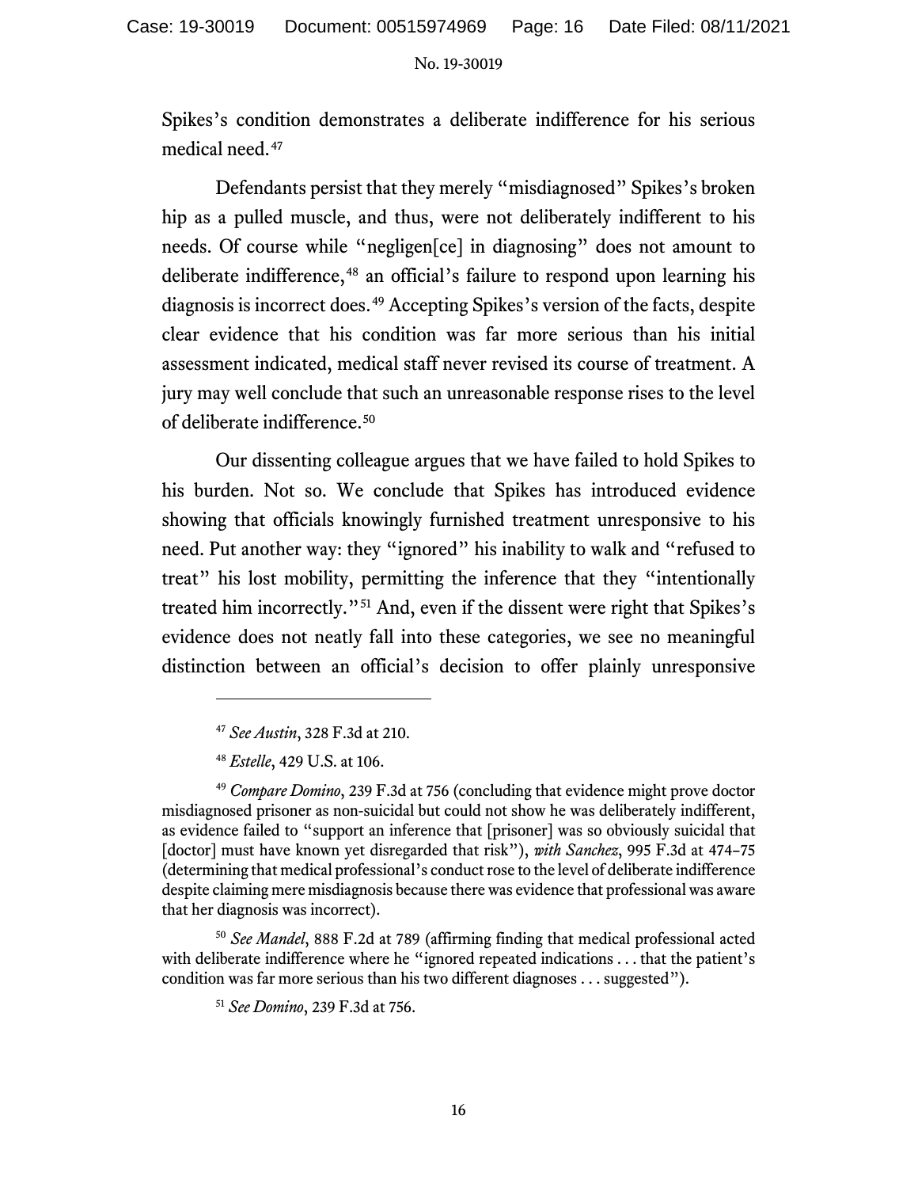Spikes's condition demonstrates a deliberate indifference for his serious medical need.[47]

Defendants persist that they merely "misdiagnosed" Spikes's broken hip as a pulled muscle, and thus, were not deliberately indifferent to his needs. Of course while "negligen[ce] in diagnosing" does not amount to deliberate indifference,[48] an official's failure to respond upon learning his diagnosis is incorrect does.[49] Accepting Spikes's version of the facts, despite clear evidence that his condition was far more serious than his initial assessment indicated, medical staff never revised its course of treatment. A jury may well conclude that such an unreasonable response rises to the level of deliberate indifference.[50]

Our dissenting colleague argues that we have failed to hold Spikes to his burden. Not so. We conclude that Spikes has introduced evidence showing that officials knowingly furnished treatment unresponsive to his need. Put another way: they "ignored" his inability to walk and "refused to treat" his lost mobility, permitting the inference that they "intentionally treated him incorrectly."[51] And, even if the dissent were right that Spikes's evidence does not neatly fall into these categories, we see no meaningful distinction between an official's decision to offer plainly unresponsive

---

[47] *See Austin*, 328 F.3d at 210.

[48] *Estelle*, 429 U.S. at 106.

[49] *Compare Domino*, 239 F.3d at 756 (concluding that evidence might prove doctor misdiagnosed prisoner as non-suicidal but could not show he was deliberately indifferent, as evidence failed to "support an inference that [prisoner] was so obviously suicidal that [doctor] must have known yet disregarded that risk"), *with Sanchez*, 995 F.3d at 474–75 (determining that medical professional's conduct rose to the level of deliberate indifference despite claiming mere misdiagnosis because there was evidence that professional was aware that her diagnosis was incorrect).

[50] *See Mandel*, 888 F.2d at 789 (affirming finding that medical professional acted with deliberate indifference where he "ignored repeated indications . . . that the patient's condition was far more serious than his two different diagnoses . . . suggested").

[51] *See Domino*, 239 F.3d at 756.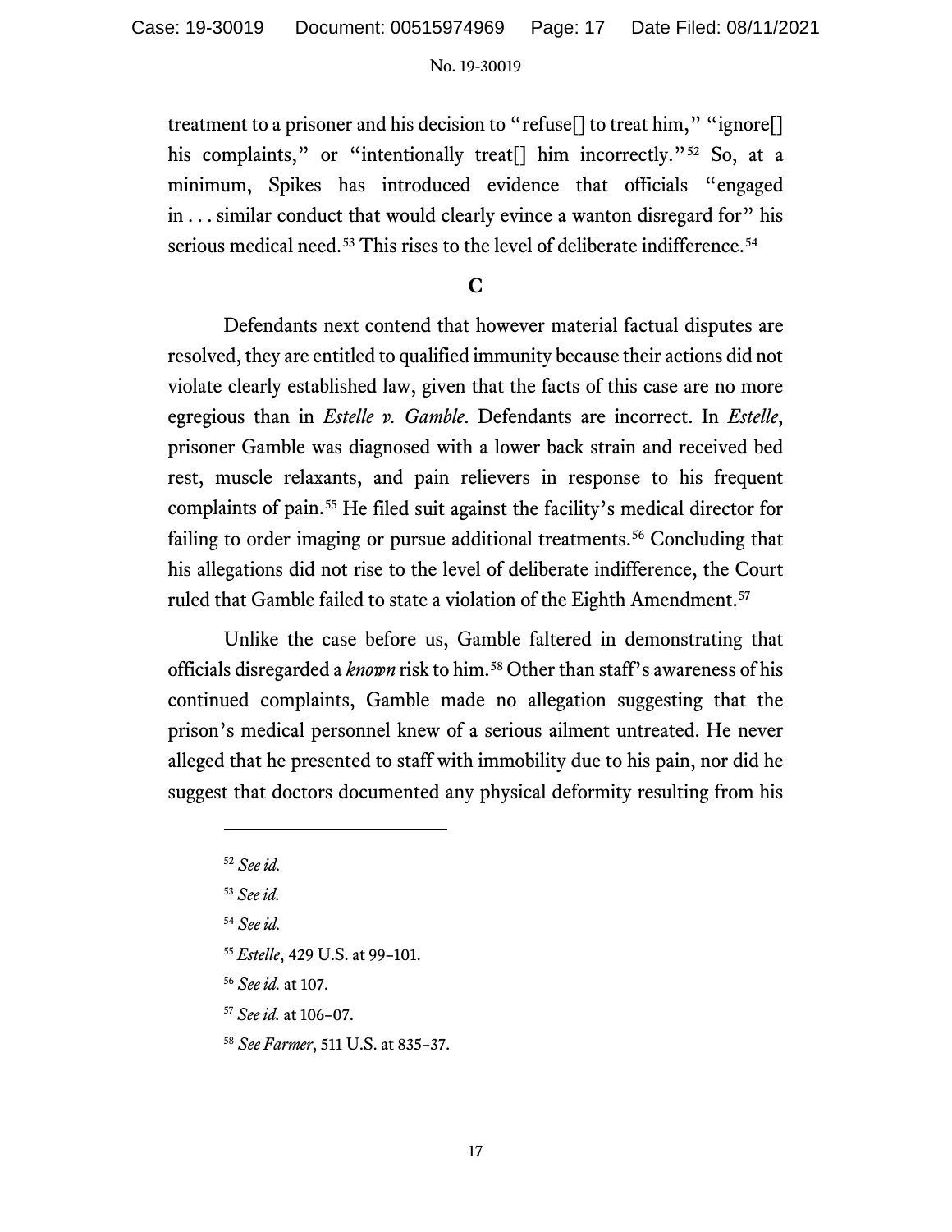treatment to a prisoner and his decision to "refuse[] to treat him," "ignore[] his complaints," or "intentionally treat[] him incorrectly."[52] So, at a minimum, Spikes has introduced evidence that officials "engaged in . . . similar conduct that would clearly evince a wanton disregard for" his serious medical need.[53] This rises to the level of deliberate indifference.[54]

### C

Defendants next contend that however material factual disputes are resolved, they are entitled to qualified immunity because their actions did not violate clearly established law, given that the facts of this case are no more egregious than in *Estelle v. Gamble*. Defendants are incorrect. In *Estelle*, prisoner Gamble was diagnosed with a lower back strain and received bed rest, muscle relaxants, and pain relievers in response to his frequent complaints of pain.[55] He filed suit against the facility's medical director for failing to order imaging or pursue additional treatments.[56] Concluding that his allegations did not rise to the level of deliberate indifference, the Court ruled that Gamble failed to state a violation of the Eighth Amendment.[57]

Unlike the case before us, Gamble faltered in demonstrating that officials disregarded a *known* risk to him.[58] Other than staff's awareness of his continued complaints, Gamble made no allegation suggesting that the prison's medical personnel knew of a serious ailment untreated. He never alleged that he presented to staff with immobility due to his pain, nor did he suggest that doctors documented any physical deformity resulting from his

---

[52] *See id.*

[53] *See id.*

[54] *See id.*

[55] *Estelle*, 429 U.S. at 99–101.

[56] *See id.* at 107.

[57] *See id.* at 106–07.

[58] *See Farmer*, 511 U.S. at 835–37.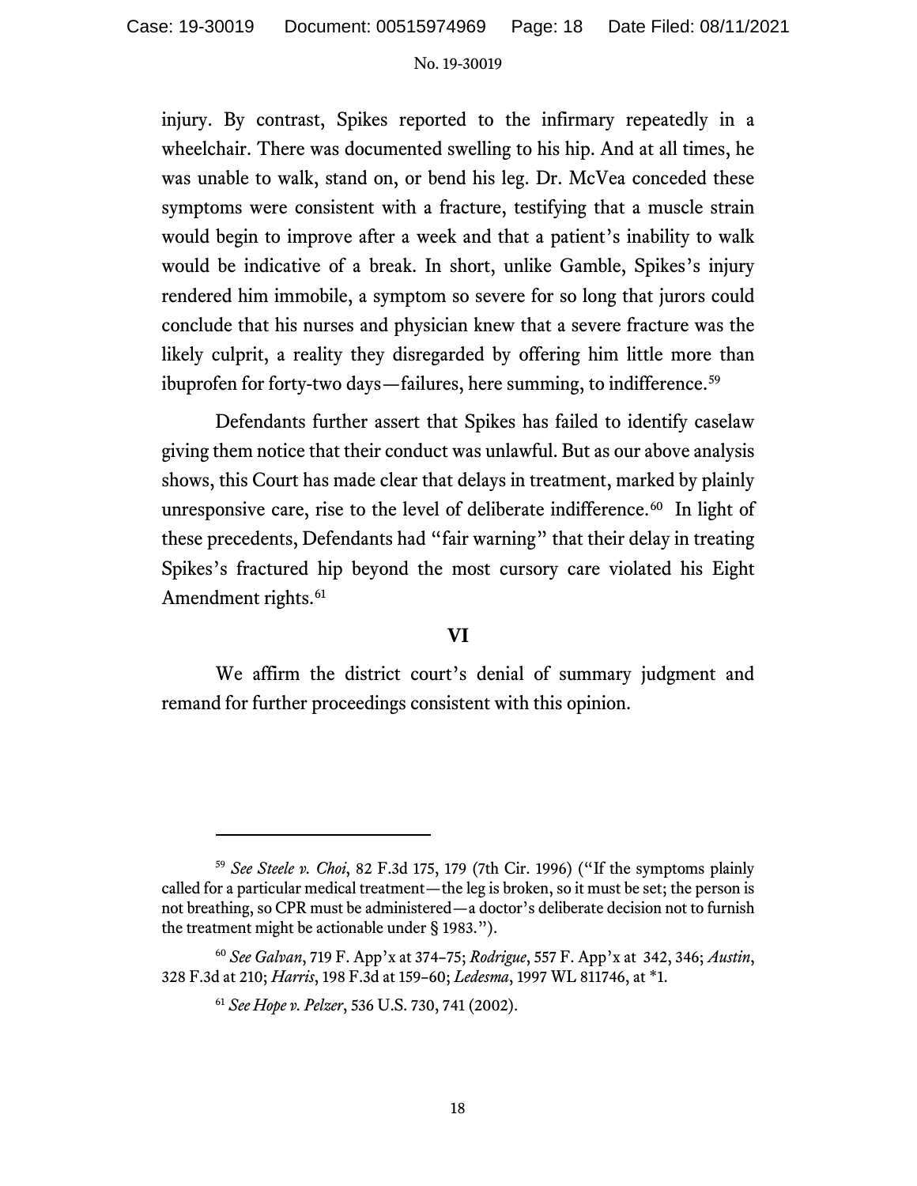injury. By contrast, Spikes reported to the infirmary repeatedly in a wheelchair. There was documented swelling to his hip. And at all times, he was unable to walk, stand on, or bend his leg. Dr. McVea conceded these symptoms were consistent with a fracture, testifying that a muscle strain would begin to improve after a week and that a patient's inability to walk would be indicative of a break. In short, unlike Gamble, Spikes's injury rendered him immobile, a symptom so severe for so long that jurors could conclude that his nurses and physician knew that a severe fracture was the likely culprit, a reality they disregarded by offering him little more than ibuprofen for forty-two days—failures, here summing, to indifference.[59]

Defendants further assert that Spikes has failed to identify caselaw giving them notice that their conduct was unlawful. But as our above analysis shows, this Court has made clear that delays in treatment, marked by plainly unresponsive care, rise to the level of deliberate indifference.[60] In light of these precedents, Defendants had "fair warning" that their delay in treating Spikes's fractured hip beyond the most cursory care violated his Eight Amendment rights.[61]

## VI

We affirm the district court's denial of summary judgment and remand for further proceedings consistent with this opinion.

---

[59] *See Steele v. Choi*, 82 F.3d 175, 179 (7th Cir. 1996) ("If the symptoms plainly called for a particular medical treatment—the leg is broken, so it must be set; the person is not breathing, so CPR must be administered—a doctor's deliberate decision not to furnish the treatment might be actionable under § 1983.").

[60] *See Galvan*, 719 F. App'x at 374–75; *Rodrigue*, 557 F. App'x at 342, 346; *Austin*, 328 F.3d at 210; *Harris*, 198 F.3d at 159–60; *Ledesma*, 1997 WL 811746, at *1.

[61] *See Hope v. Pelzer*, 536 U.S. 730, 741 (2002).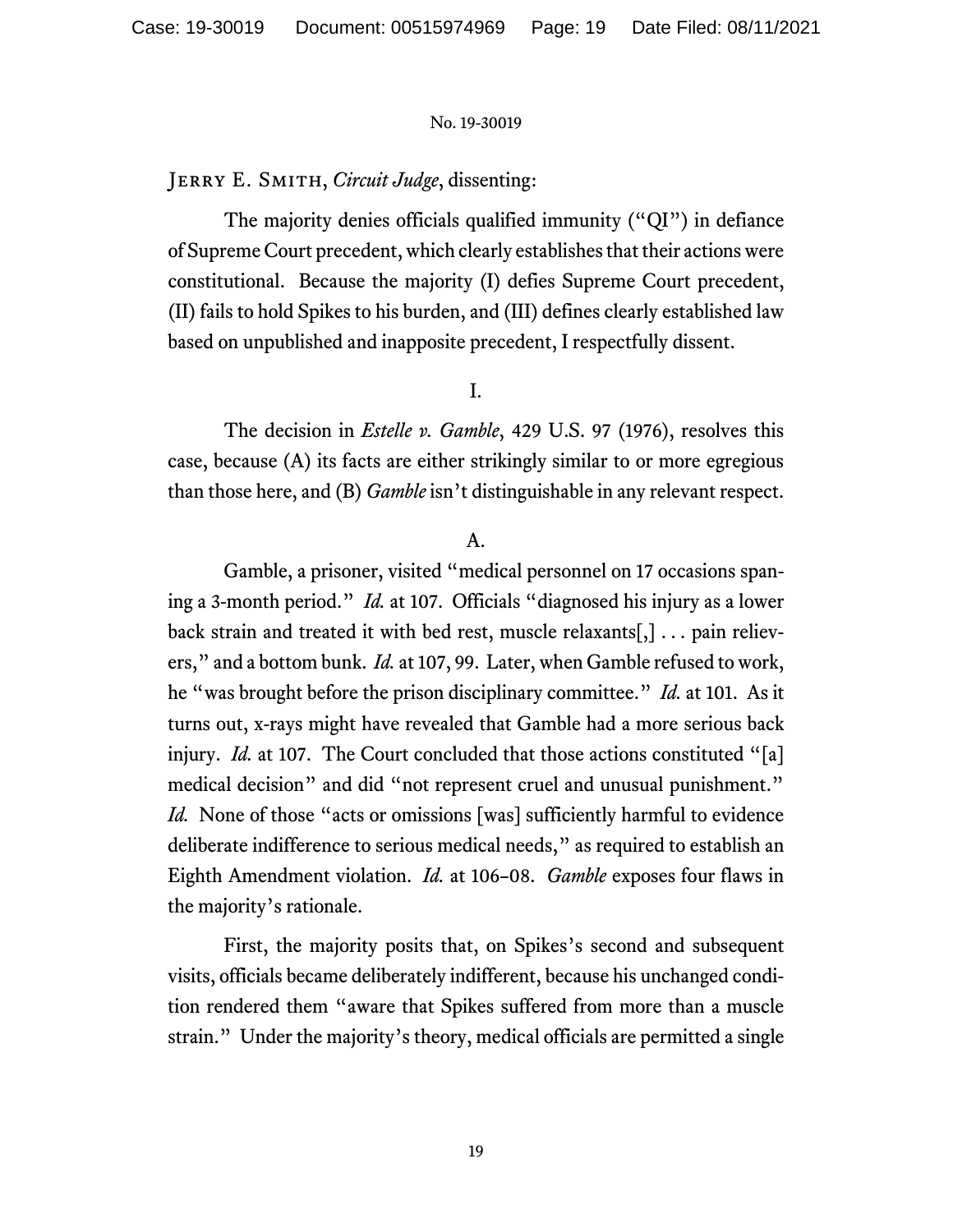Jerry E. Smith, *Circuit Judge*, dissenting:

The majority denies officials qualified immunity ("QI") in defiance of Supreme Court precedent, which clearly establishes that their actions were constitutional. Because the majority (I) defies Supreme Court precedent, (II) fails to hold Spikes to his burden, and (III) defines clearly established law based on unpublished and inapposite precedent, I respectfully dissent.

I.

The decision in *Estelle v. Gamble*, 429 U.S. 97 (1976), resolves this case, because (A) its facts are either strikingly similar to or more egregious than those here, and (B) *Gamble* isn't distinguishable in any relevant respect.

A.

Gamble, a prisoner, visited "medical personnel on 17 occasions spanning a 3-month period." *Id.* at 107. Officials "diagnosed his injury as a lower back strain and treated it with bed rest, muscle relaxants[,] . . . pain relievers," and a bottom bunk. *Id.* at 107, 99. Later, when Gamble refused to work, he "was brought before the prison disciplinary committee." *Id.* at 101. As it turns out, x-rays might have revealed that Gamble had a more serious back injury. *Id.* at 107. The Court concluded that those actions constituted "[a] medical decision" and did "not represent cruel and unusual punishment." *Id.* None of those "acts or omissions [was] sufficiently harmful to evidence deliberate indifference to serious medical needs," as required to establish an Eighth Amendment violation. *Id.* at 106–08. *Gamble* exposes four flaws in the majority's rationale.

First, the majority posits that, on Spikes's second and subsequent visits, officials became deliberately indifferent, because his unchanged condition rendered them "aware that Spikes suffered from more than a muscle strain." Under the majority's theory, medical officials are permitted a single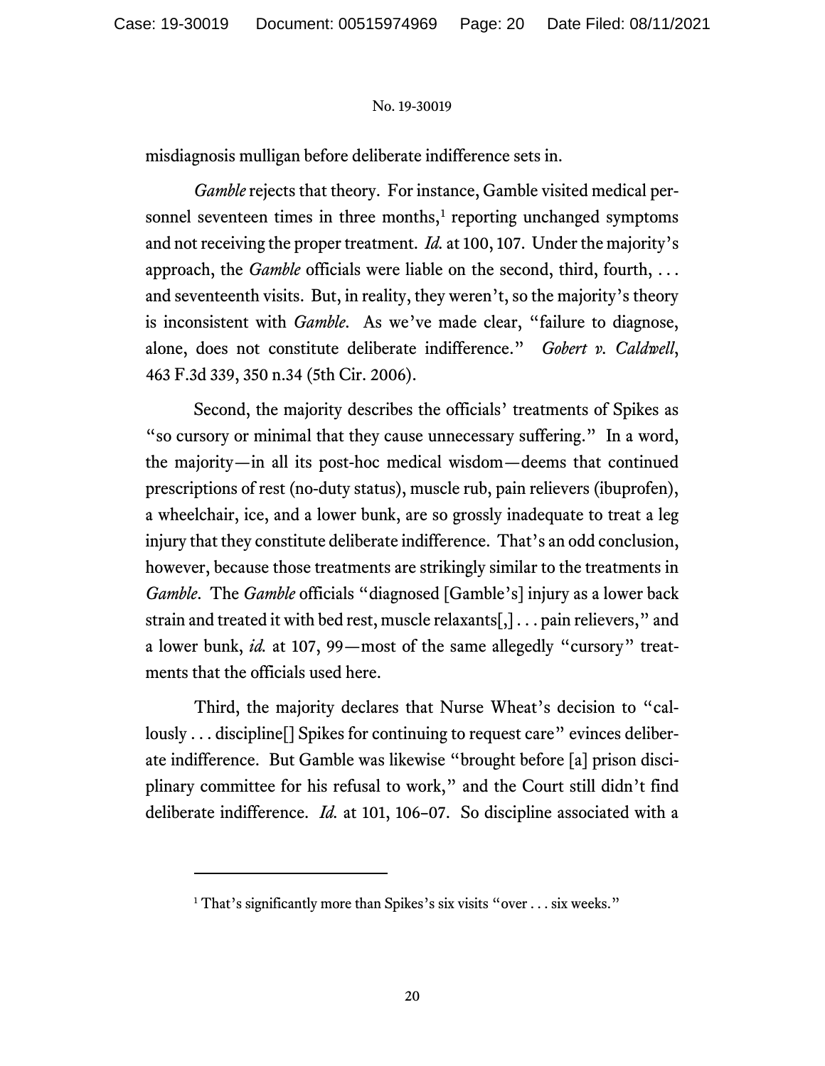misdiagnosis mulligan before deliberate indifference sets in.

*Gamble* rejects that theory. For instance, Gamble visited medical personnel seventeen times in three months,[1] reporting unchanged symptoms and not receiving the proper treatment. *Id.* at 100, 107. Under the majority's approach, the *Gamble* officials were liable on the second, third, fourth, . . . and seventeenth visits. But, in reality, they weren't, so the majority's theory is inconsistent with *Gamble*. As we've made clear, "failure to diagnose, alone, does not constitute deliberate indifference." *Gobert v. Caldwell*, 463 F.3d 339, 350 n.34 (5th Cir. 2006).

Second, the majority describes the officials' treatments of Spikes as "so cursory or minimal that they cause unnecessary suffering." In a word, the majority—in all its post-hoc medical wisdom—deems that continued prescriptions of rest (no-duty status), muscle rub, pain relievers (ibuprofen), a wheelchair, ice, and a lower bunk, are so grossly inadequate to treat a leg injury that they constitute deliberate indifference. That's an odd conclusion, however, because those treatments are strikingly similar to the treatments in *Gamble*. The *Gamble* officials "diagnosed [Gamble's] injury as a lower back strain and treated it with bed rest, muscle relaxants[,] . . . pain relievers," and a lower bunk, *id.* at 107, 99—most of the same allegedly "cursory" treatments that the officials used here.

Third, the majority declares that Nurse Wheat's decision to "callously . . . discipline[] Spikes for continuing to request care" evinces deliberate indifference. But Gamble was likewise "brought before [a] prison disciplinary committee for his refusal to work," and the Court still didn't find deliberate indifference. *Id.* at 101, 106–07. So discipline associated with a

[1] That's significantly more than Spikes's six visits "over . . . six weeks."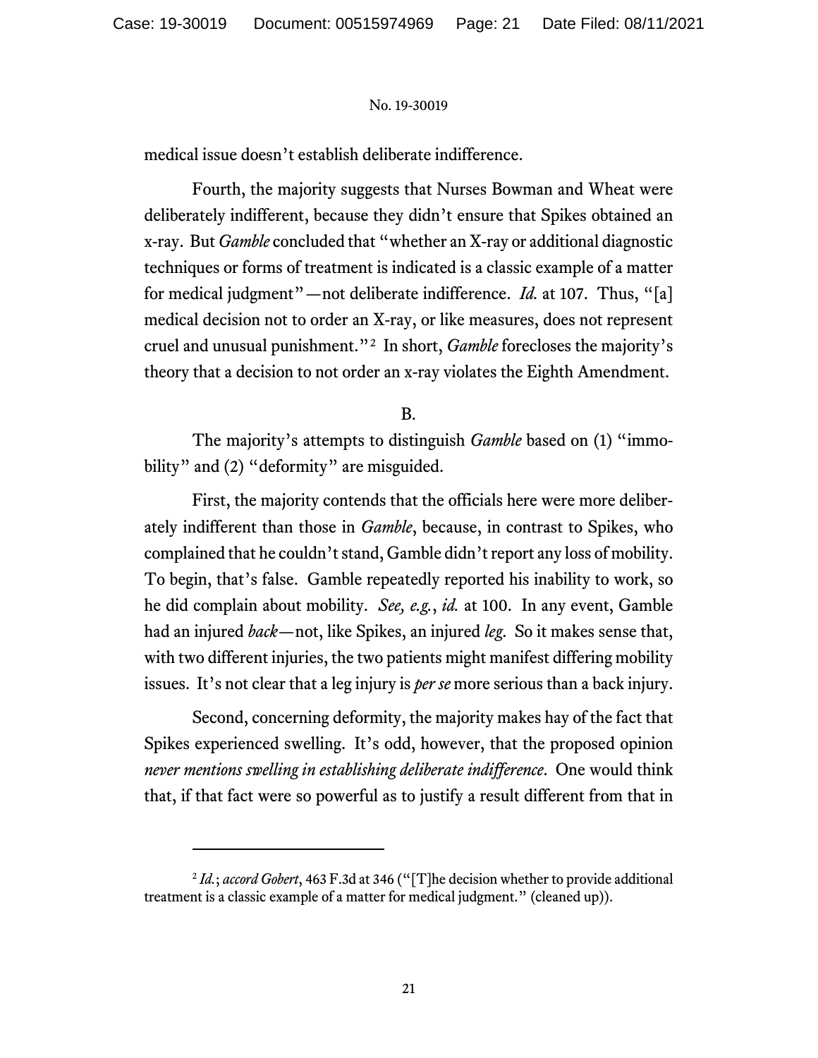medical issue doesn't establish deliberate indifference.

Fourth, the majority suggests that Nurses Bowman and Wheat were deliberately indifferent, because they didn't ensure that Spikes obtained an x-ray. But *Gamble* concluded that "whether an X-ray or additional diagnostic techniques or forms of treatment is indicated is a classic example of a matter for medical judgment"—not deliberate indifference. *Id.* at 107. Thus, "[a] medical decision not to order an X-ray, or like measures, does not represent cruel and unusual punishment."[2] In short, *Gamble* forecloses the majority's theory that a decision to not order an x-ray violates the Eighth Amendment.

B.

The majority's attempts to distinguish *Gamble* based on (1) "immobility" and (2) "deformity" are misguided.

First, the majority contends that the officials here were more deliberately indifferent than those in *Gamble*, because, in contrast to Spikes, who complained that he couldn't stand, Gamble didn't report any loss of mobility. To begin, that's false. Gamble repeatedly reported his inability to work, so he did complain about mobility. *See, e.g.*, *id.* at 100. In any event, Gamble had an injured *back*—not, like Spikes, an injured *leg*. So it makes sense that, with two different injuries, the two patients might manifest differing mobility issues. It's not clear that a leg injury is *per se* more serious than a back injury.

Second, concerning deformity, the majority makes hay of the fact that Spikes experienced swelling. It's odd, however, that the proposed opinion *never mentions swelling in establishing deliberate indifference*. One would think that, if that fact were so powerful as to justify a result different from that in

---

[2] *Id.*; *accord Gobert*, 463 F.3d at 346 ("[T]he decision whether to provide additional treatment is a classic example of a matter for medical judgment." (cleaned up)).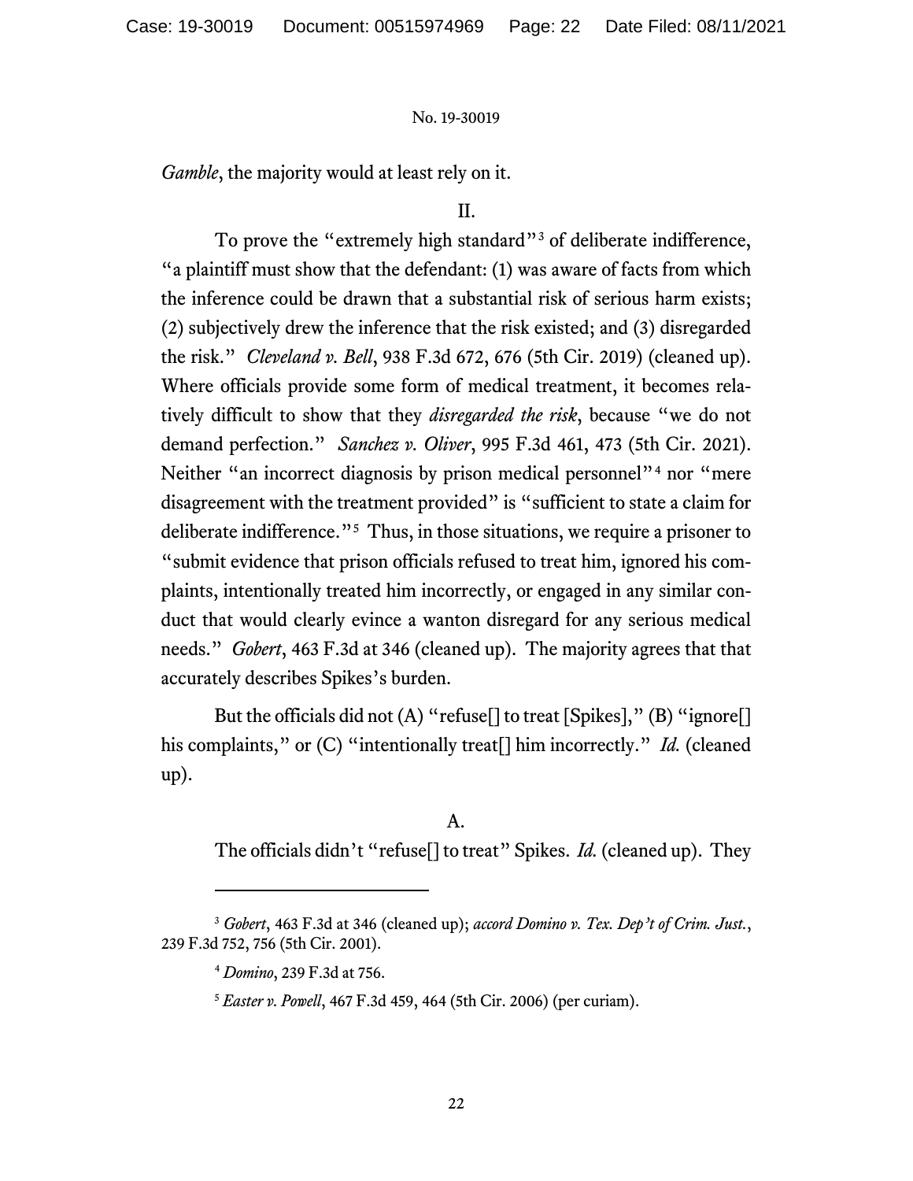*Gamble*, the majority would at least rely on it.

II.

To prove the "extremely high standard"[3] of deliberate indifference, "a plaintiff must show that the defendant: (1) was aware of facts from which the inference could be drawn that a substantial risk of serious harm exists; (2) subjectively drew the inference that the risk existed; and (3) disregarded the risk." *Cleveland v. Bell*, 938 F.3d 672, 676 (5th Cir. 2019) (cleaned up). Where officials provide some form of medical treatment, it becomes relatively difficult to show that they *disregarded the risk*, because "we do not demand perfection." *Sanchez v. Oliver*, 995 F.3d 461, 473 (5th Cir. 2021). Neither "an incorrect diagnosis by prison medical personnel"[4] nor "mere disagreement with the treatment provided" is "sufficient to state a claim for deliberate indifference."[5] Thus, in those situations, we require a prisoner to "submit evidence that prison officials refused to treat him, ignored his complaints, intentionally treated him incorrectly, or engaged in any similar conduct that would clearly evince a wanton disregard for any serious medical needs." *Gobert*, 463 F.3d at 346 (cleaned up). The majority agrees that that accurately describes Spikes's burden.

But the officials did not (A) "refuse[] to treat [Spikes]," (B) "ignore[] his complaints," or (C) "intentionally treat[] him incorrectly." *Id.* (cleaned up).

A.

The officials didn't "refuse[] to treat" Spikes. *Id.* (cleaned up). They

---

[3] *Gobert*, 463 F.3d at 346 (cleaned up); *accord Domino v. Tex. Dep't of Crim. Just.*, 239 F.3d 752, 756 (5th Cir. 2001).

[4] *Domino*, 239 F.3d at 756.

[5] *Easter v. Powell*, 467 F.3d 459, 464 (5th Cir. 2006) (per curiam).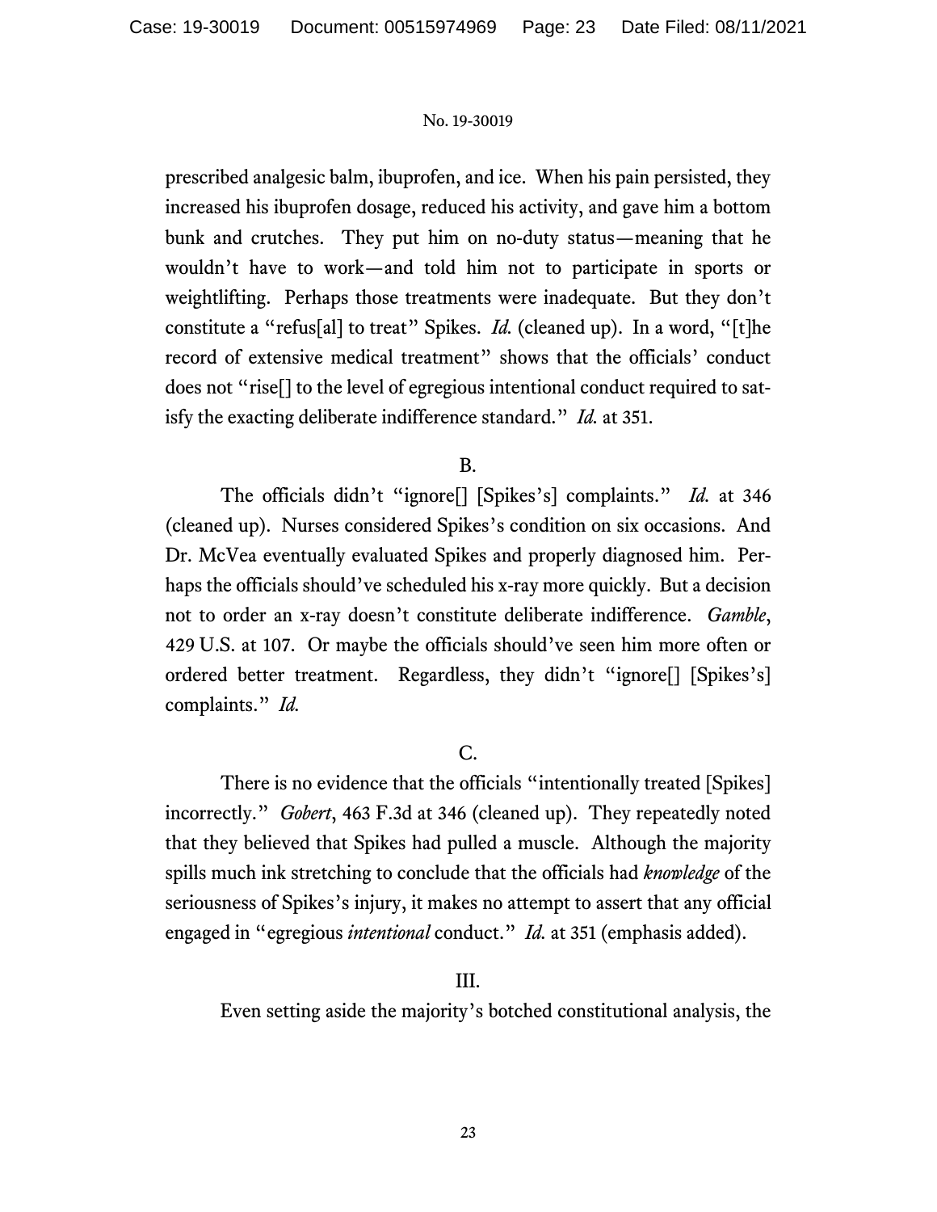prescribed analgesic balm, ibuprofen, and ice. When his pain persisted, they increased his ibuprofen dosage, reduced his activity, and gave him a bottom bunk and crutches. They put him on no-duty status—meaning that he wouldn't have to work—and told him not to participate in sports or weightlifting. Perhaps those treatments were inadequate. But they don't constitute a "refus[al] to treat" Spikes. *Id.* (cleaned up). In a word, "[t]he record of extensive medical treatment" shows that the officials' conduct does not "rise[] to the level of egregious intentional conduct required to satisfy the exacting deliberate indifference standard." *Id.* at 351.

B.

The officials didn't "ignore[] [Spikes's] complaints." *Id.* at 346 (cleaned up). Nurses considered Spikes's condition on six occasions. And Dr. McVea eventually evaluated Spikes and properly diagnosed him. Perhaps the officials should've scheduled his x-ray more quickly. But a decision not to order an x-ray doesn't constitute deliberate indifference. *Gamble*, 429 U.S. at 107. Or maybe the officials should've seen him more often or ordered better treatment. Regardless, they didn't "ignore[] [Spikes's] complaints." *Id.*

C.

There is no evidence that the officials "intentionally treated [Spikes] incorrectly." *Gobert*, 463 F.3d at 346 (cleaned up). They repeatedly noted that they believed that Spikes had pulled a muscle. Although the majority spills much ink stretching to conclude that the officials had *knowledge* of the seriousness of Spikes's injury, it makes no attempt to assert that any official engaged in "egregious *intentional* conduct." *Id.* at 351 (emphasis added).

III.

Even setting aside the majority's botched constitutional analysis, the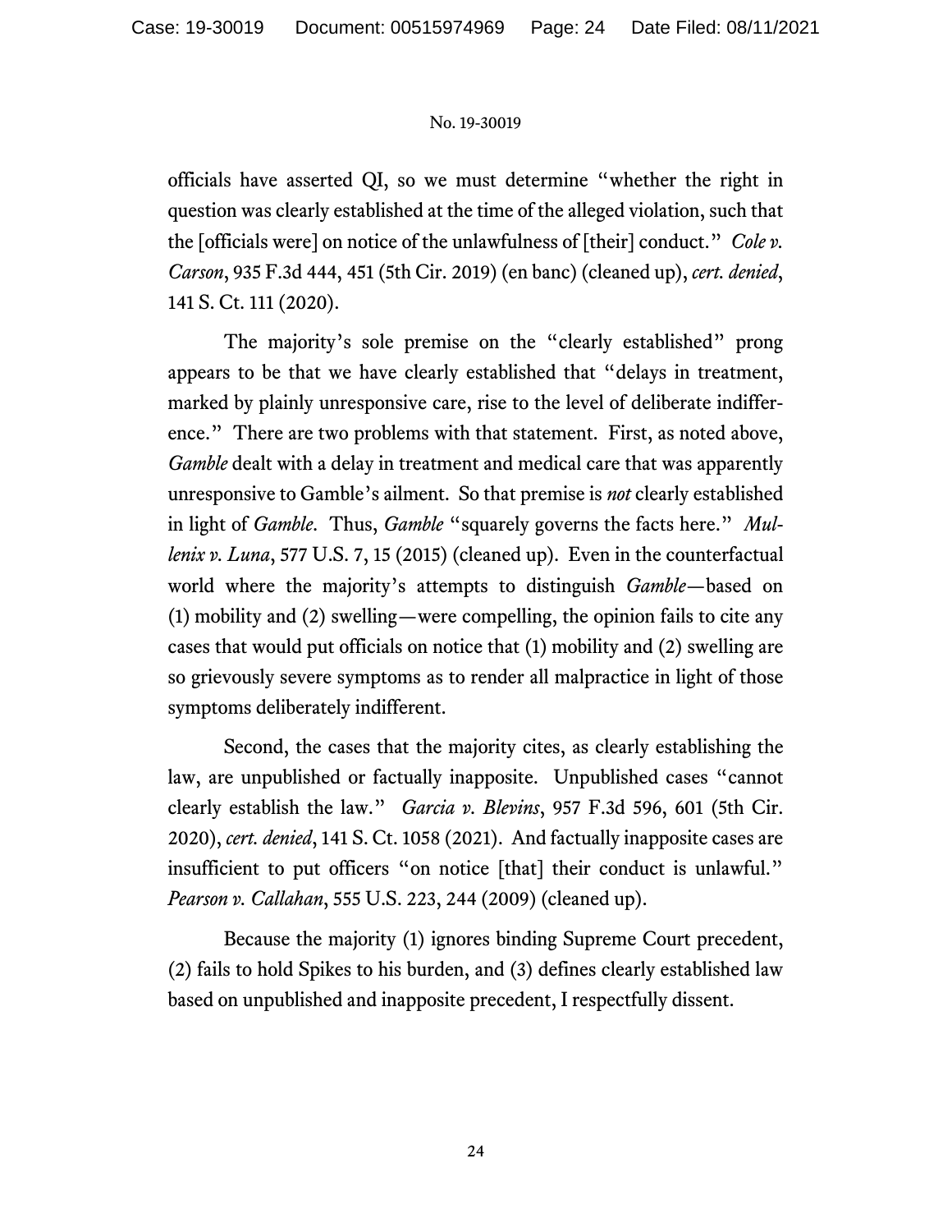officials have asserted QI, so we must determine "whether the right in question was clearly established at the time of the alleged violation, such that the [officials were] on notice of the unlawfulness of [their] conduct." *Cole v. Carson*, 935 F.3d 444, 451 (5th Cir. 2019) (en banc) (cleaned up), *cert. denied*, 141 S. Ct. 111 (2020).

The majority's sole premise on the "clearly established" prong appears to be that we have clearly established that "delays in treatment, marked by plainly unresponsive care, rise to the level of deliberate indifference." There are two problems with that statement. First, as noted above, *Gamble* dealt with a delay in treatment and medical care that was apparently unresponsive to Gamble's ailment. So that premise is *not* clearly established in light of *Gamble*. Thus, *Gamble* "squarely governs the facts here." *Mullenix v. Luna*, 577 U.S. 7, 15 (2015) (cleaned up). Even in the counterfactual world where the majority's attempts to distinguish *Gamble*—based on (1) mobility and (2) swelling—were compelling, the opinion fails to cite any cases that would put officials on notice that (1) mobility and (2) swelling are so grievously severe symptoms as to render all malpractice in light of those symptoms deliberately indifferent.

Second, the cases that the majority cites, as clearly establishing the law, are unpublished or factually inapposite. Unpublished cases "cannot clearly establish the law." *Garcia v. Blevins*, 957 F.3d 596, 601 (5th Cir. 2020), *cert. denied*, 141 S. Ct. 1058 (2021). And factually inapposite cases are insufficient to put officers "on notice [that] their conduct is unlawful." *Pearson v. Callahan*, 555 U.S. 223, 244 (2009) (cleaned up).

Because the majority (1) ignores binding Supreme Court precedent, (2) fails to hold Spikes to his burden, and (3) defines clearly established law based on unpublished and inapposite precedent, I respectfully dissent.